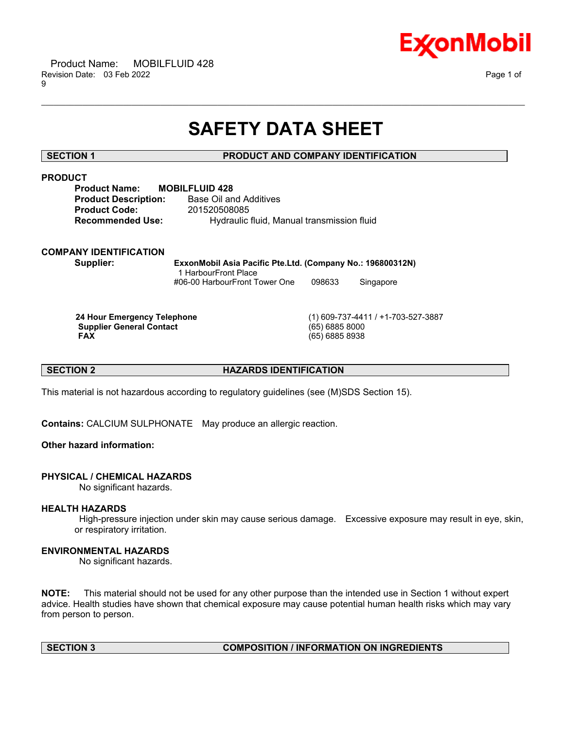# SAFETY DATA SHEET

## SECTION 1 PRODUCT AND COMPANY IDENTIFICATION

### PRODUCT

**Product Name:** **MOBILFLUID 428**
**Product Description:** Base Oil and Additives
**Product Code:** 201520508085
**Recommended Use:** Hydraulic fluid, Manual transmission fluid

### COMPANY IDENTIFICATION

**Supplier:** **ExxonMobil Asia Pacific Pte.Ltd. (Company No.: 196800312N)**
1 HarbourFront Place
#06-00 HarbourFront Tower One 098633 Singapore

| | |
|---|---|
| **24 Hour Emergency Telephone** | (1) 609-737-4411 / +1-703-527-3887 |
| **Supplier General Contact** | (65) 6885 8000 |
| **FAX** | (65) 6885 8938 |

## SECTION 2 HAZARDS IDENTIFICATION

This material is not hazardous according to regulatory guidelines (see (M)SDS Section 15).

**Contains:** CALCIUM SULPHONATE May produce an allergic reaction.

**Other hazard information:**

### PHYSICAL / CHEMICAL HAZARDS

No significant hazards.

### HEALTH HAZARDS

High-pressure injection under skin may cause serious damage. Excessive exposure may result in eye, skin, or respiratory irritation.

### ENVIRONMENTAL HAZARDS

No significant hazards.

**NOTE:** This material should not be used for any other purpose than the intended use in Section 1 without expert advice. Health studies have shown that chemical exposure may cause potential human health risks which may vary from person to person.

## SECTION 3 COMPOSITION / INFORMATION ON INGREDIENTS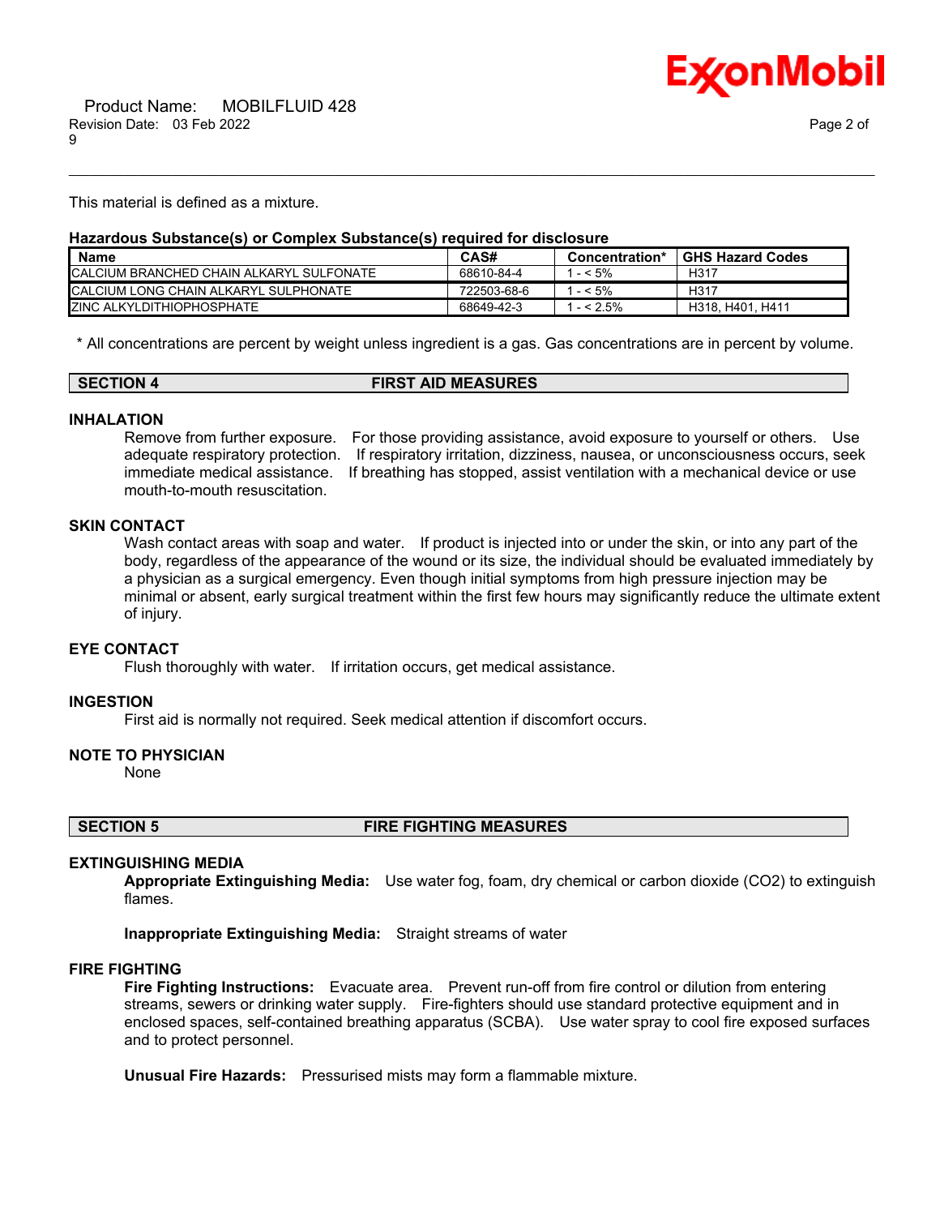This material is defined as a mixture.

**Hazardous Substance(s) or Complex Substance(s) required for disclosure**

| Name | CAS# | Concentration* | GHS Hazard Codes |
|---|---|---|---|
| CALCIUM BRANCHED CHAIN ALKARYL SULFONATE | 68610-84-4 | 1 - < 5% | H317 |
| CALCIUM LONG CHAIN ALKARYL SULPHONATE | 722503-68-6 | 1 - < 5% | H317 |
| ZINC ALKYLDITHIOPHOSPHATE | 68649-42-3 | 1 - < 2.5% | H318, H401, H411 |

\* All concentrations are percent by weight unless ingredient is a gas. Gas concentrations are in percent by volume.

## SECTION 4 FIRST AID MEASURES

### INHALATION

Remove from further exposure. For those providing assistance, avoid exposure to yourself or others. Use adequate respiratory protection. If respiratory irritation, dizziness, nausea, or unconsciousness occurs, seek immediate medical assistance. If breathing has stopped, assist ventilation with a mechanical device or use mouth-to-mouth resuscitation.

### SKIN CONTACT

Wash contact areas with soap and water. If product is injected into or under the skin, or into any part of the body, regardless of the appearance of the wound or its size, the individual should be evaluated immediately by a physician as a surgical emergency. Even though initial symptoms from high pressure injection may be minimal or absent, early surgical treatment within the first few hours may significantly reduce the ultimate extent of injury.

### EYE CONTACT

Flush thoroughly with water. If irritation occurs, get medical assistance.

### INGESTION

First aid is normally not required. Seek medical attention if discomfort occurs.

### NOTE TO PHYSICIAN

None

## SECTION 5 FIRE FIGHTING MEASURES

### EXTINGUISHING MEDIA

**Appropriate Extinguishing Media:** Use water fog, foam, dry chemical or carbon dioxide ($CO_2$) to extinguish flames.

**Inappropriate Extinguishing Media:** Straight streams of water

### FIRE FIGHTING

**Fire Fighting Instructions:** Evacuate area. Prevent run-off from fire control or dilution from entering streams, sewers or drinking water supply. Fire-fighters should use standard protective equipment and in enclosed spaces, self-contained breathing apparatus (SCBA). Use water spray to cool fire exposed surfaces and to protect personnel.

**Unusual Fire Hazards:** Pressurised mists may form a flammable mixture.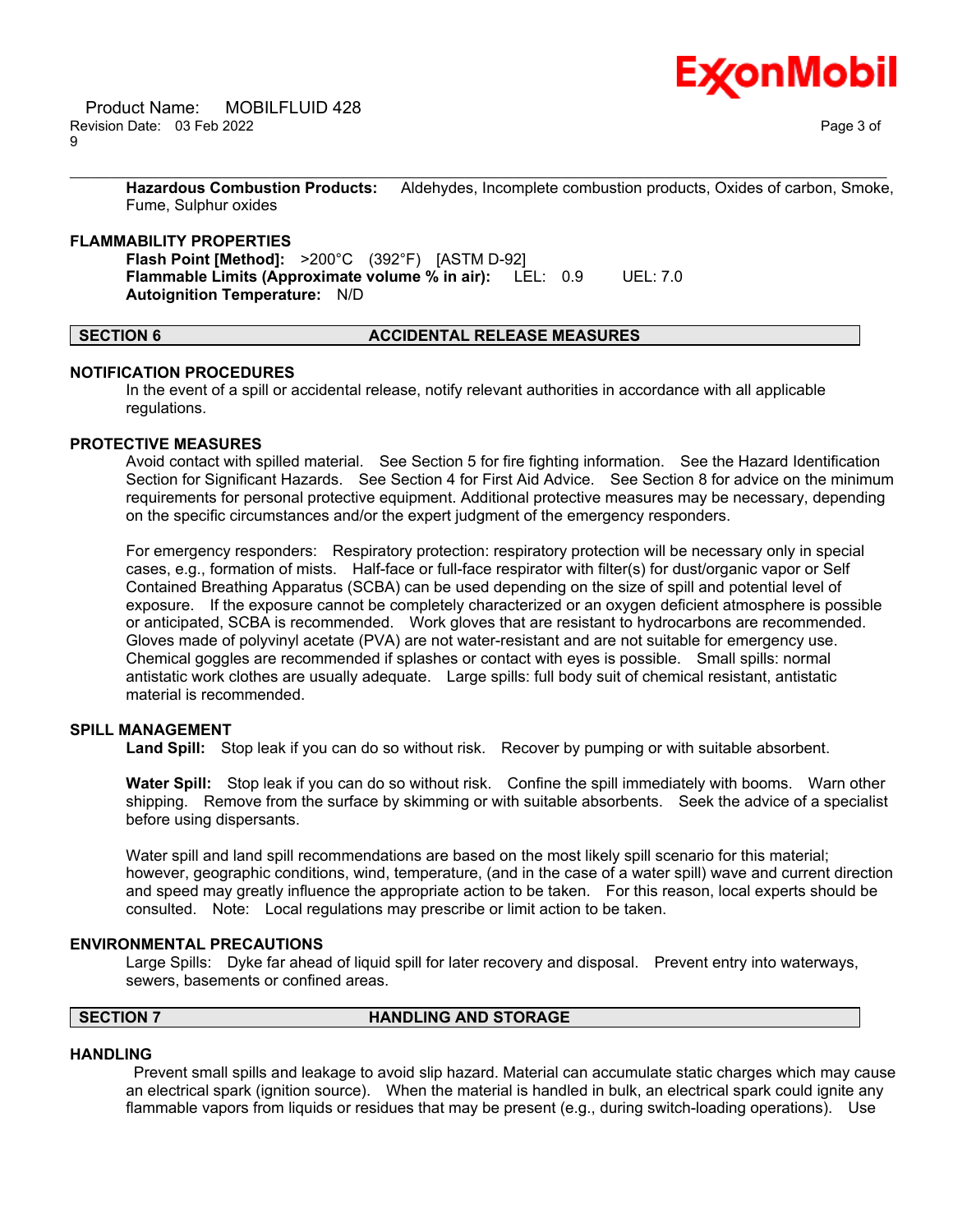**Hazardous Combustion Products:** Aldehydes, Incomplete combustion products, Oxides of carbon, Smoke, Fume, Sulphur oxides

### FLAMMABILITY PROPERTIES

**Flash Point [Method]:** >200°C (392°F) [ASTM D-92]
**Flammable Limits (Approximate volume % in air):** LEL: 0.9 UEL: 7.0
**Autoignition Temperature:** N/D

## SECTION 6 ACCIDENTAL RELEASE MEASURES

### NOTIFICATION PROCEDURES

In the event of a spill or accidental release, notify relevant authorities in accordance with all applicable regulations.

### PROTECTIVE MEASURES

Avoid contact with spilled material. See Section 5 for fire fighting information. See the Hazard Identification Section for Significant Hazards. See Section 4 for First Aid Advice. See Section 8 for advice on the minimum requirements for personal protective equipment. Additional protective measures may be necessary, depending on the specific circumstances and/or the expert judgment of the emergency responders.

For emergency responders: Respiratory protection: respiratory protection will be necessary only in special cases, e.g., formation of mists. Half-face or full-face respirator with filter(s) for dust/organic vapor or Self Contained Breathing Apparatus (SCBA) can be used depending on the size of spill and potential level of exposure. If the exposure cannot be completely characterized or an oxygen deficient atmosphere is possible or anticipated, SCBA is recommended. Work gloves that are resistant to hydrocarbons are recommended. Gloves made of polyvinyl acetate (PVA) are not water-resistant and are not suitable for emergency use. Chemical goggles are recommended if splashes or contact with eyes is possible. Small spills: normal antistatic work clothes are usually adequate. Large spills: full body suit of chemical resistant, antistatic material is recommended.

### SPILL MANAGEMENT

**Land Spill:** Stop leak if you can do so without risk. Recover by pumping or with suitable absorbent.

**Water Spill:** Stop leak if you can do so without risk. Confine the spill immediately with booms. Warn other shipping. Remove from the surface by skimming or with suitable absorbents. Seek the advice of a specialist before using dispersants.

Water spill and land spill recommendations are based on the most likely spill scenario for this material; however, geographic conditions, wind, temperature, (and in the case of a water spill) wave and current direction and speed may greatly influence the appropriate action to be taken. For this reason, local experts should be consulted. Note: Local regulations may prescribe or limit action to be taken.

### ENVIRONMENTAL PRECAUTIONS

Large Spills: Dyke far ahead of liquid spill for later recovery and disposal. Prevent entry into waterways, sewers, basements or confined areas.

## SECTION 7 HANDLING AND STORAGE

### HANDLING

Prevent small spills and leakage to avoid slip hazard. Material can accumulate static charges which may cause an electrical spark (ignition source). When the material is handled in bulk, an electrical spark could ignite any flammable vapors from liquids or residues that may be present (e.g., during switch-loading operations). Use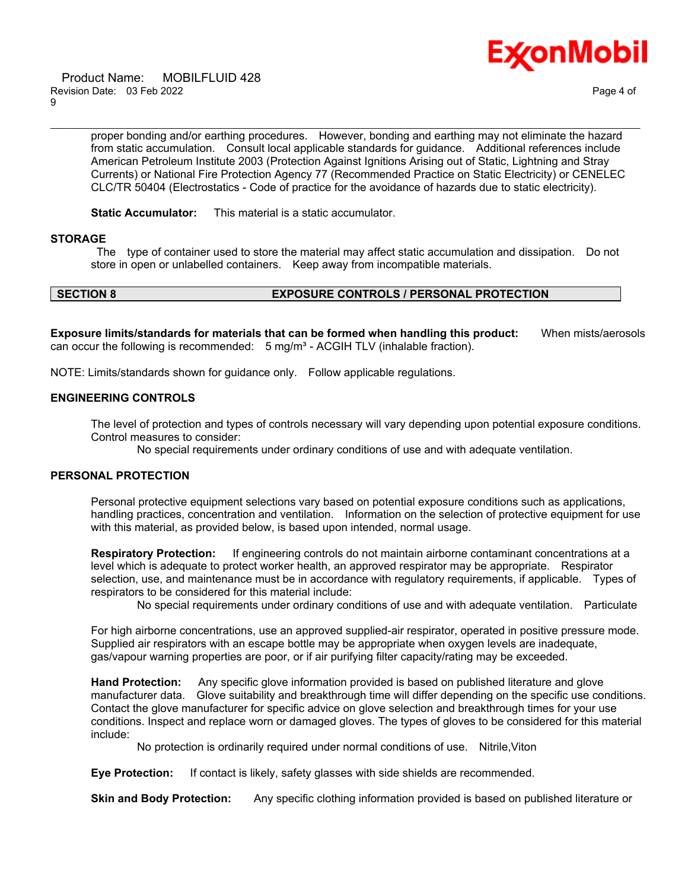proper bonding and/or earthing procedures. However, bonding and earthing may not eliminate the hazard from static accumulation. Consult local applicable standards for guidance. Additional references include American Petroleum Institute 2003 (Protection Against Ignitions Arising out of Static, Lightning and Stray Currents) or National Fire Protection Agency 77 (Recommended Practice on Static Electricity) or CENELEC CLC/TR 50404 (Electrostatics - Code of practice for the avoidance of hazards due to static electricity).

**Static Accumulator:** This material is a static accumulator.

### STORAGE

The type of container used to store the material may affect static accumulation and dissipation. Do not store in open or unlabelled containers. Keep away from incompatible materials.

## SECTION 8 EXPOSURE CONTROLS / PERSONAL PROTECTION

**Exposure limits/standards for materials that can be formed when handling this product:** When mists/aerosols can occur the following is recommended: 5 mg/m³ - ACGIH TLV (inhalable fraction).

NOTE: Limits/standards shown for guidance only. Follow applicable regulations.

### ENGINEERING CONTROLS

The level of protection and types of controls necessary will vary depending upon potential exposure conditions. Control measures to consider:

No special requirements under ordinary conditions of use and with adequate ventilation.

### PERSONAL PROTECTION

Personal protective equipment selections vary based on potential exposure conditions such as applications, handling practices, concentration and ventilation. Information on the selection of protective equipment for use with this material, as provided below, is based upon intended, normal usage.

**Respiratory Protection:** If engineering controls do not maintain airborne contaminant concentrations at a level which is adequate to protect worker health, an approved respirator may be appropriate. Respirator selection, use, and maintenance must be in accordance with regulatory requirements, if applicable. Types of respirators to be considered for this material include:

No special requirements under ordinary conditions of use and with adequate ventilation. Particulate

For high airborne concentrations, use an approved supplied-air respirator, operated in positive pressure mode. Supplied air respirators with an escape bottle may be appropriate when oxygen levels are inadequate, gas/vapour warning properties are poor, or if air purifying filter capacity/rating may be exceeded.

**Hand Protection:** Any specific glove information provided is based on published literature and glove manufacturer data. Glove suitability and breakthrough time will differ depending on the specific use conditions. Contact the glove manufacturer for specific advice on glove selection and breakthrough times for your use conditions. Inspect and replace worn or damaged gloves. The types of gloves to be considered for this material include:

No protection is ordinarily required under normal conditions of use. Nitrile,Viton

**Eye Protection:** If contact is likely, safety glasses with side shields are recommended.

**Skin and Body Protection:** Any specific clothing information provided is based on published literature or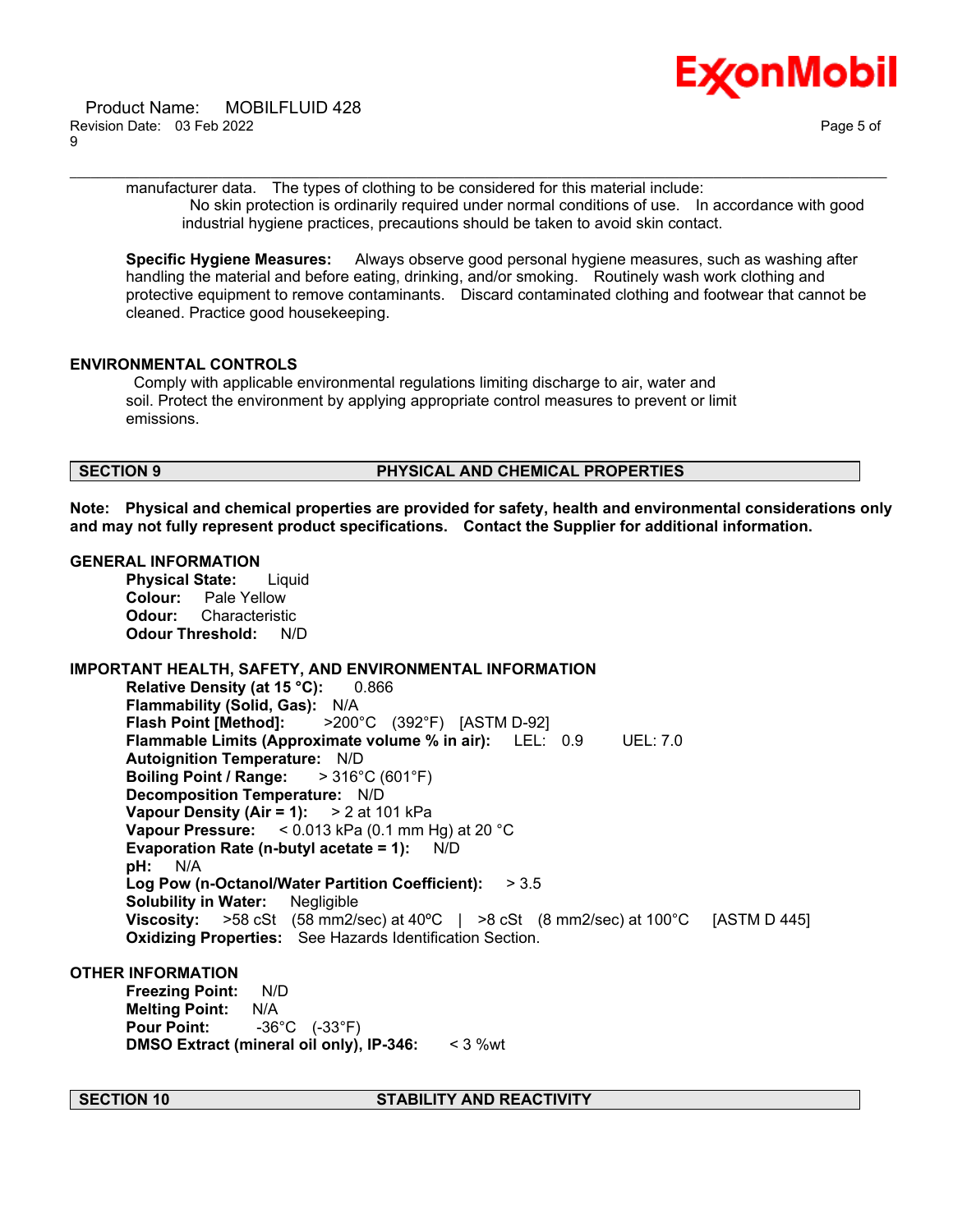manufacturer data. The types of clothing to be considered for this material include:

No skin protection is ordinarily required under normal conditions of use. In accordance with good industrial hygiene practices, precautions should be taken to avoid skin contact.

**Specific Hygiene Measures:** Always observe good personal hygiene measures, such as washing after handling the material and before eating, drinking, and/or smoking. Routinely wash work clothing and protective equipment to remove contaminants. Discard contaminated clothing and footwear that cannot be cleaned. Practice good housekeeping.

### ENVIRONMENTAL CONTROLS

Comply with applicable environmental regulations limiting discharge to air, water and soil. Protect the environment by applying appropriate control measures to prevent or limit emissions.

## SECTION 9 PHYSICAL AND CHEMICAL PROPERTIES

**Note: Physical and chemical properties are provided for safety, health and environmental considerations only and may not fully represent product specifications. Contact the Supplier for additional information.**

### GENERAL INFORMATION

**Physical State:** Liquid
**Colour:** Pale Yellow
**Odour:** Characteristic
**Odour Threshold:** N/D

### IMPORTANT HEALTH, SAFETY, AND ENVIRONMENTAL INFORMATION

**Relative Density (at 15 °C):** 0.866
**Flammability (Solid, Gas):** N/A
**Flash Point [Method]:** >200°C (392°F) [ASTM D-92]
**Flammable Limits (Approximate volume % in air):** LEL: 0.9 UEL: 7.0
**Autoignition Temperature:** N/D
**Boiling Point / Range:** > 316°C (601°F)
**Decomposition Temperature:** N/D
**Vapour Density (Air = 1):** > 2 at 101 kPa
**Vapour Pressure:** < 0.013 kPa (0.1 mm Hg) at 20 °C
**Evaporation Rate (n-butyl acetate = 1):** N/D
**pH:** N/A
**Log Pow (n-Octanol/Water Partition Coefficient):** > 3.5
**Solubility in Water:** Negligible
**Viscosity:** >58 cSt (58 mm2/sec) at 40ºC | >8 cSt (8 mm2/sec) at 100°C [ASTM D 445]
**Oxidizing Properties:** See Hazards Identification Section.

### OTHER INFORMATION

**Freezing Point:** N/D
**Melting Point:** N/A
**Pour Point:** -36°C (-33°F)
**DMSO Extract (mineral oil only), IP-346:** < 3 %wt

## SECTION 10 STABILITY AND REACTIVITY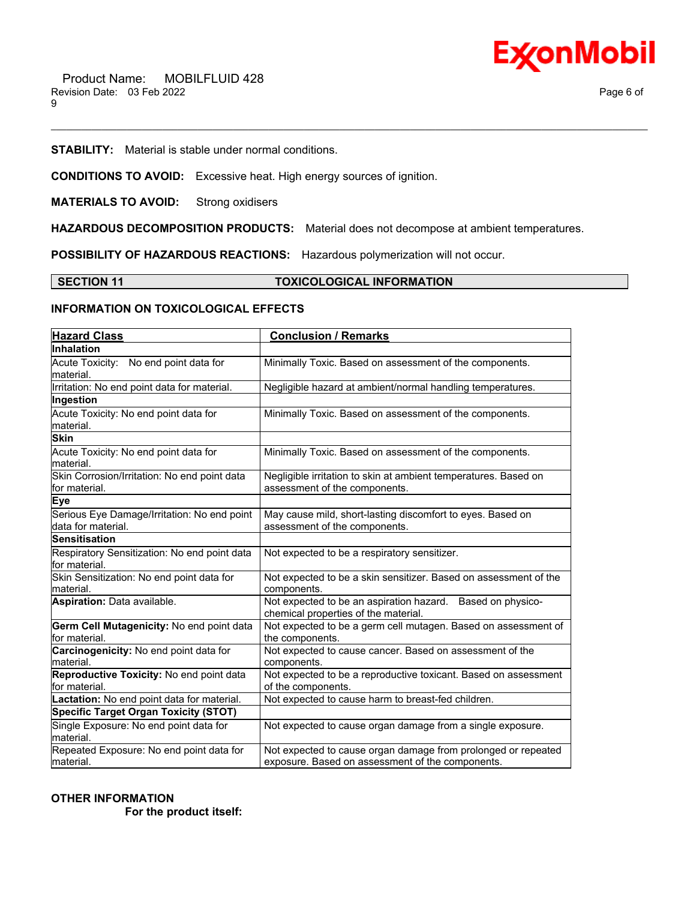**STABILITY:** Material is stable under normal conditions.

**CONDITIONS TO AVOID:** Excessive heat. High energy sources of ignition.

**MATERIALS TO AVOID:** Strong oxidisers

**HAZARDOUS DECOMPOSITION PRODUCTS:** Material does not decompose at ambient temperatures.

**POSSIBILITY OF HAZARDOUS REACTIONS:** Hazardous polymerization will not occur.

## SECTION 11 TOXICOLOGICAL INFORMATION

### INFORMATION ON TOXICOLOGICAL EFFECTS

| Hazard Class | Conclusion / Remarks |
|---|---|
| **Inhalation** | |
| Acute Toxicity: No end point data for material. | Minimally Toxic. Based on assessment of the components. |
| Irritation: No end point data for material. | Negligible hazard at ambient/normal handling temperatures. |
| **Ingestion** | |
| Acute Toxicity: No end point data for material. | Minimally Toxic. Based on assessment of the components. |
| **Skin** | |
| Acute Toxicity: No end point data for material. | Minimally Toxic. Based on assessment of the components. |
| Skin Corrosion/Irritation: No end point data for material. | Negligible irritation to skin at ambient temperatures. Based on assessment of the components. |
| **Eye** | |
| Serious Eye Damage/Irritation: No end point data for material. | May cause mild, short-lasting discomfort to eyes. Based on assessment of the components. |
| **Sensitisation** | |
| Respiratory Sensitization: No end point data for material. | Not expected to be a respiratory sensitizer. |
| Skin Sensitization: No end point data for material. | Not expected to be a skin sensitizer. Based on assessment of the components. |
| **Aspiration:** Data available. | Not expected to be an aspiration hazard. Based on physico-chemical properties of the material. |
| **Germ Cell Mutagenicity:** No end point data for material. | Not expected to be a germ cell mutagen. Based on assessment of the components. |
| **Carcinogenicity:** No end point data for material. | Not expected to cause cancer. Based on assessment of the components. |
| **Reproductive Toxicity:** No end point data for material. | Not expected to be a reproductive toxicant. Based on assessment of the components. |
| **Lactation:** No end point data for material. | Not expected to cause harm to breast-fed children. |
| **Specific Target Organ Toxicity (STOT)** | |
| Single Exposure: No end point data for material. | Not expected to cause organ damage from a single exposure. |
| Repeated Exposure: No end point data for material. | Not expected to cause organ damage from prolonged or repeated exposure. Based on assessment of the components. |

### OTHER INFORMATION

**For the product itself:**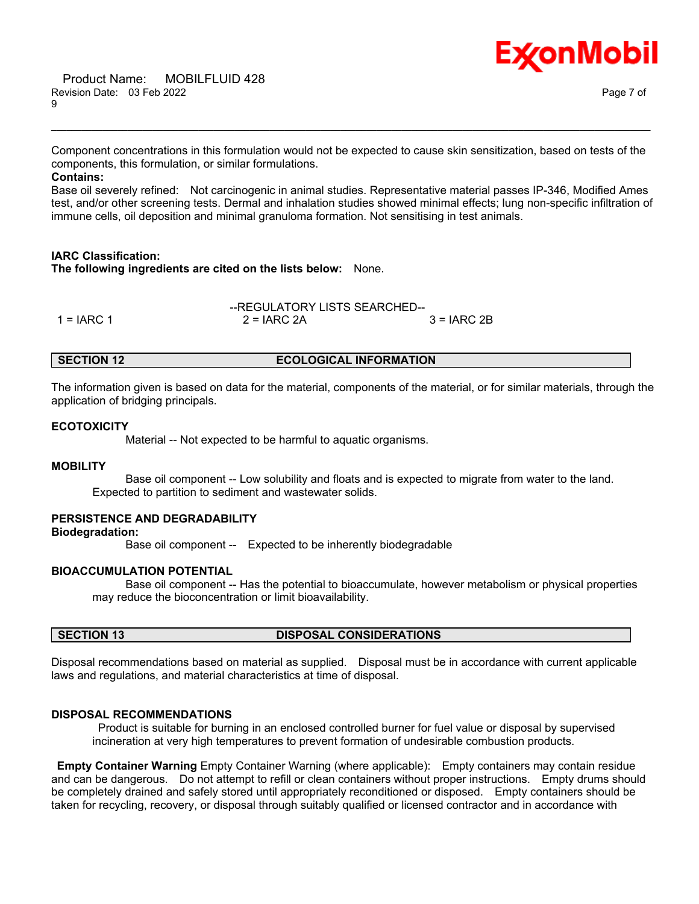Component concentrations in this formulation would not be expected to cause skin sensitization, based on tests of the components, this formulation, or similar formulations.

**Contains:**

Base oil severely refined: Not carcinogenic in animal studies. Representative material passes IP-346, Modified Ames test, and/or other screening tests. Dermal and inhalation studies showed minimal effects; lung non-specific infiltration of immune cells, oil deposition and minimal granuloma formation. Not sensitising in test animals.

**IARC Classification:**

**The following ingredients are cited on the lists below:** None.

--REGULATORY LISTS SEARCHED--

| 1 = IARC 1 | 2 = IARC 2A | 3 = IARC 2B |
|---|---|---|

## SECTION 12 ECOLOGICAL INFORMATION

The information given is based on data for the material, components of the material, or for similar materials, through the application of bridging principals.

### ECOTOXICITY

Material -- Not expected to be harmful to aquatic organisms.

### MOBILITY

Base oil component -- Low solubility and floats and is expected to migrate from water to the land. Expected to partition to sediment and wastewater solids.

### PERSISTENCE AND DEGRADABILITY

**Biodegradation:**

Base oil component -- Expected to be inherently biodegradable

### BIOACCUMULATION POTENTIAL

Base oil component -- Has the potential to bioaccumulate, however metabolism or physical properties may reduce the bioconcentration or limit bioavailability.

## SECTION 13 DISPOSAL CONSIDERATIONS

Disposal recommendations based on material as supplied. Disposal must be in accordance with current applicable laws and regulations, and material characteristics at time of disposal.

### DISPOSAL RECOMMENDATIONS

Product is suitable for burning in an enclosed controlled burner for fuel value or disposal by supervised incineration at very high temperatures to prevent formation of undesirable combustion products.

**Empty Container Warning** Empty Container Warning (where applicable): Empty containers may contain residue and can be dangerous. Do not attempt to refill or clean containers without proper instructions. Empty drums should be completely drained and safely stored until appropriately reconditioned or disposed. Empty containers should be taken for recycling, recovery, or disposal through suitably qualified or licensed contractor and in accordance with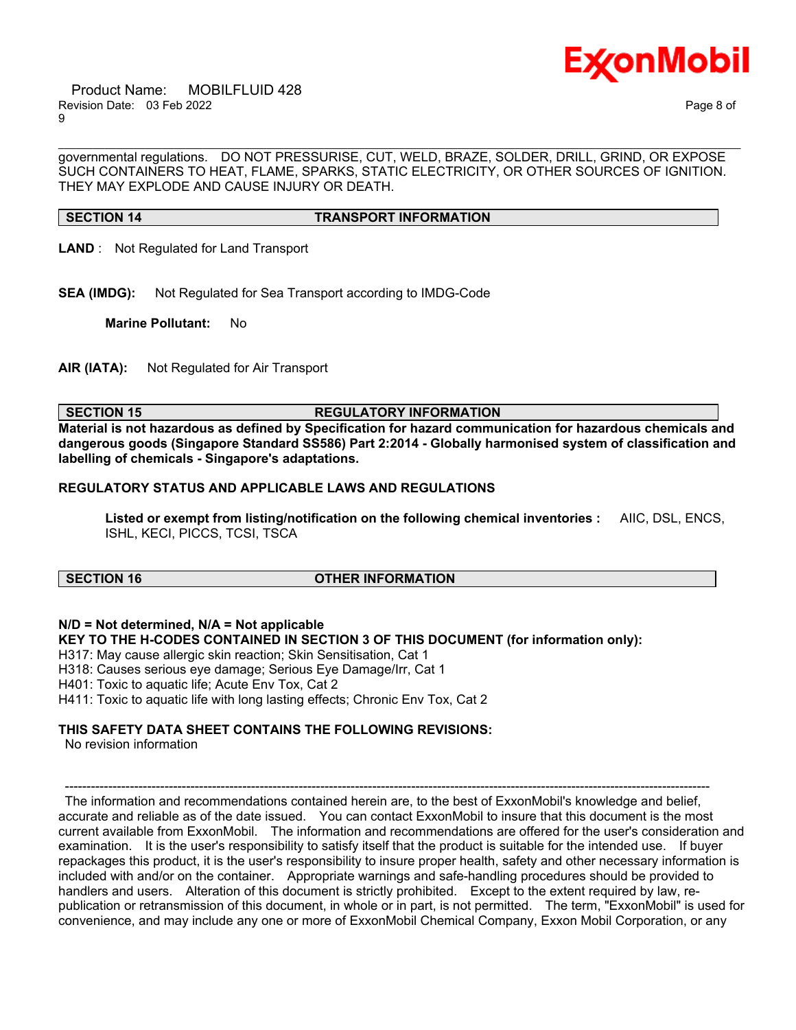governmental regulations. DO NOT PRESSURISE, CUT, WELD, BRAZE, SOLDER, DRILL, GRIND, OR EXPOSE SUCH CONTAINERS TO HEAT, FLAME, SPARKS, STATIC ELECTRICITY, OR OTHER SOURCES OF IGNITION. THEY MAY EXPLODE AND CAUSE INJURY OR DEATH.

## SECTION 14 TRANSPORT INFORMATION

**LAND** : Not Regulated for Land Transport

**SEA (IMDG):** Not Regulated for Sea Transport according to IMDG-Code

**Marine Pollutant:** No

**AIR (IATA):** Not Regulated for Air Transport

## SECTION 15 REGULATORY INFORMATION

**Material is not hazardous as defined by Specification for hazard communication for hazardous chemicals and dangerous goods (Singapore Standard SS586) Part 2:2014 - Globally harmonised system of classification and labelling of chemicals - Singapore's adaptations.**

**REGULATORY STATUS AND APPLICABLE LAWS AND REGULATIONS**

**Listed or exempt from listing/notification on the following chemical inventories :** AIIC, DSL, ENCS, ISHL, KECI, PICCS, TCSI, TSCA

## SECTION 16 OTHER INFORMATION

**N/D = Not determined, N/A = Not applicable**

**KEY TO THE H-CODES CONTAINED IN SECTION 3 OF THIS DOCUMENT (for information only):**

H317: May cause allergic skin reaction; Skin Sensitisation, Cat 1
H318: Causes serious eye damage; Serious Eye Damage/Irr, Cat 1
H401: Toxic to aquatic life; Acute Env Tox, Cat 2
H411: Toxic to aquatic life with long lasting effects; Chronic Env Tox, Cat 2

**THIS SAFETY DATA SHEET CONTAINS THE FOLLOWING REVISIONS:**

No revision information

---

The information and recommendations contained herein are, to the best of ExxonMobil's knowledge and belief, accurate and reliable as of the date issued. You can contact ExxonMobil to insure that this document is the most current available from ExxonMobil. The information and recommendations are offered for the user's consideration and examination. It is the user's responsibility to satisfy itself that the product is suitable for the intended use. If buyer repackages this product, it is the user's responsibility to insure proper health, safety and other necessary information is included with and/or on the container. Appropriate warnings and safe-handling procedures should be provided to handlers and users. Alteration of this document is strictly prohibited. Except to the extent required by law, re-publication or retransmission of this document, in whole or in part, is not permitted. The term, "ExxonMobil" is used for convenience, and may include any one or more of ExxonMobil Chemical Company, Exxon Mobil Corporation, or any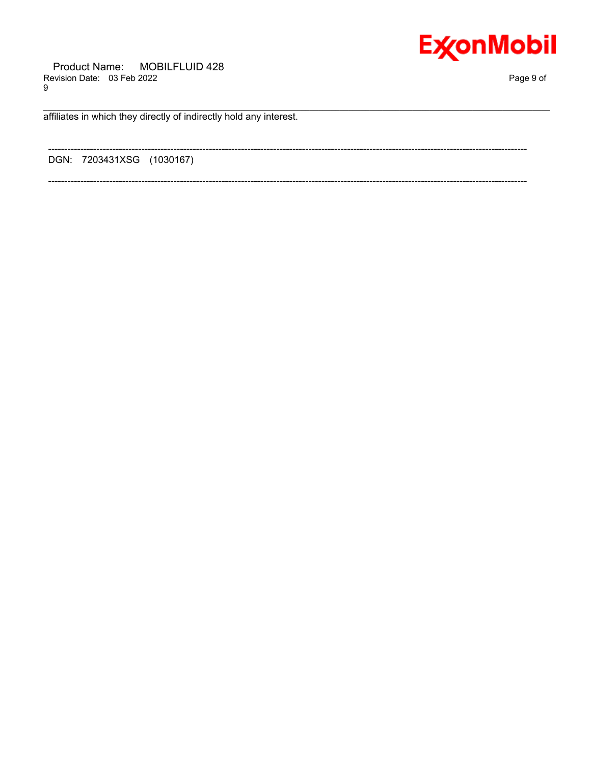affiliates in which they directly of indirectly hold any interest.

---

DGN: 7203431XSG (1030167)

---